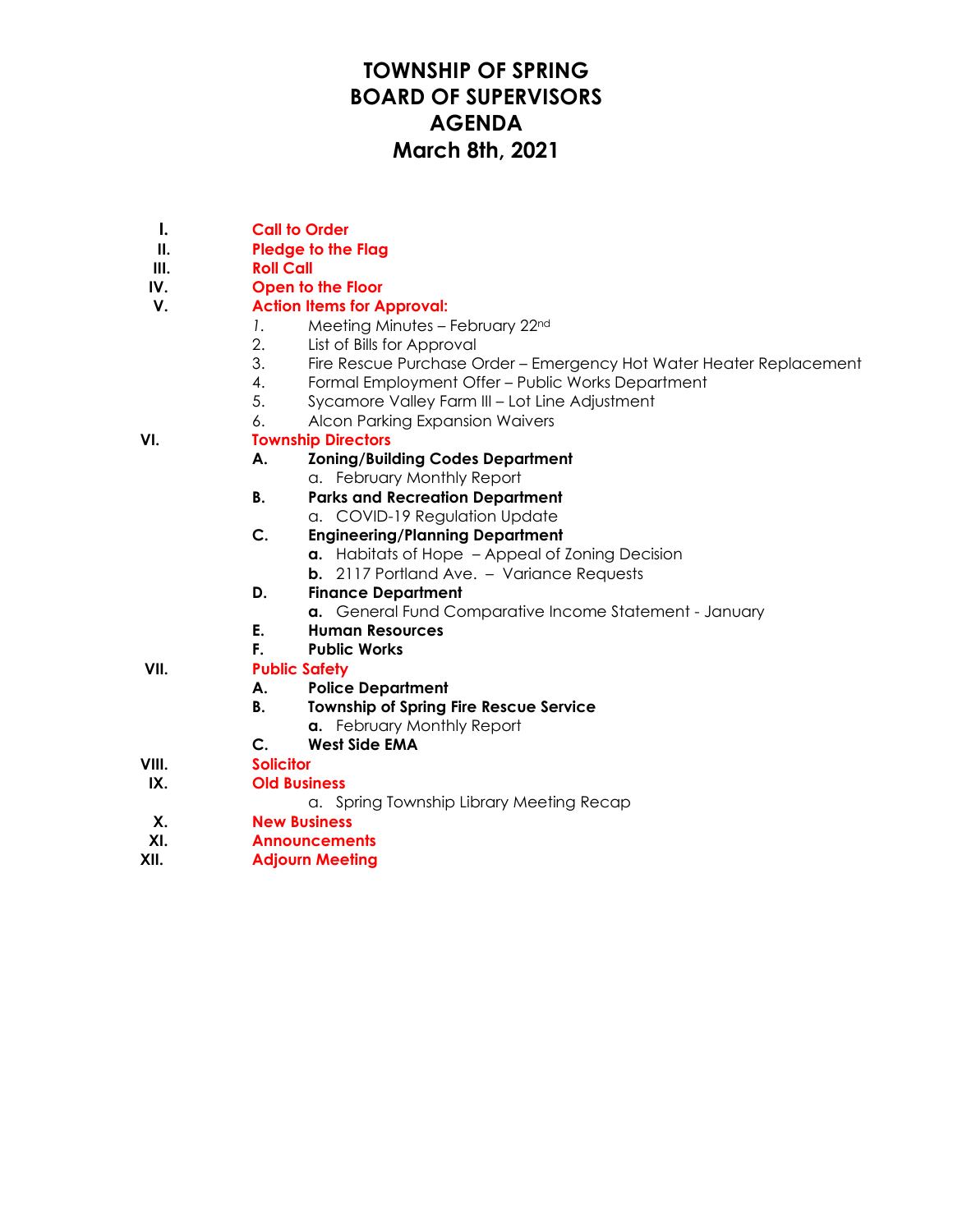# TOWNSHIP OF SPRING
# BOARD OF SUPERVISORS
# AGENDA
# March 8th, 2021

**I.** **Call to Order**

**II.** **Pledge to the Flag**

**III.** **Roll Call**

**IV.** **Open to the Floor**

**V.** **Action Items for Approval:**

1. Meeting Minutes – February 22nd
2. List of Bills for Approval
3. Fire Rescue Purchase Order – Emergency Hot Water Heater Replacement
4. Formal Employment Offer – Public Works Department
5. Sycamore Valley Farm III – Lot Line Adjustment
6. Alcon Parking Expansion Waivers

**VI.** **Township Directors**

- **A.** **Zoning/Building Codes Department**
  - a. February Monthly Report
- **B.** **Parks and Recreation Department**
  - a. COVID-19 Regulation Update
- **C.** **Engineering/Planning Department**
  - **a.** Habitats of Hope – Appeal of Zoning Decision
  - **b.** 2117 Portland Ave. – Variance Requests
- **D.** **Finance Department**
  - **a.** General Fund Comparative Income Statement - January
- **E.** **Human Resources**
- **F.** **Public Works**

**VII.** **Public Safety**

- **A.** **Police Department**
- **B.** **Township of Spring Fire Rescue Service**
  - **a.** February Monthly Report
- **C.** **West Side EMA**

**VIII.** **Solicitor**

**IX.** **Old Business**

- a. Spring Township Library Meeting Recap

**X.** **New Business**

**XI.** **Announcements**

**XII.** **Adjourn Meeting**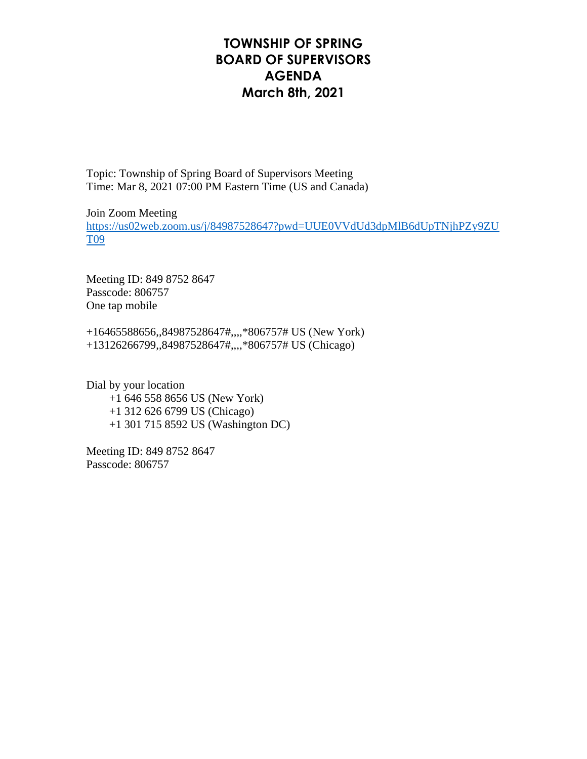# TOWNSHIP OF SPRING
# BOARD OF SUPERVISORS
# AGENDA
# March 8th, 2021

Topic: Township of Spring Board of Supervisors Meeting
Time: Mar 8, 2021 07:00 PM Eastern Time (US and Canada)

Join Zoom Meeting
https://us02web.zoom.us/j/84987528647?pwd=UUE0VVdUd3dpMlB6dUpTNjhPZy9ZUT09

Meeting ID: 849 8752 8647
Passcode: 806757
One tap mobile

+16465588656,,84987528647#,,,,*806757# US (New York)
+13126266799,,84987528647#,,,,*806757# US (Chicago)

Dial by your location
+1 646 558 8656 US (New York)
+1 312 626 6799 US (Chicago)
+1 301 715 8592 US (Washington DC)

Meeting ID: 849 8752 8647
Passcode: 806757